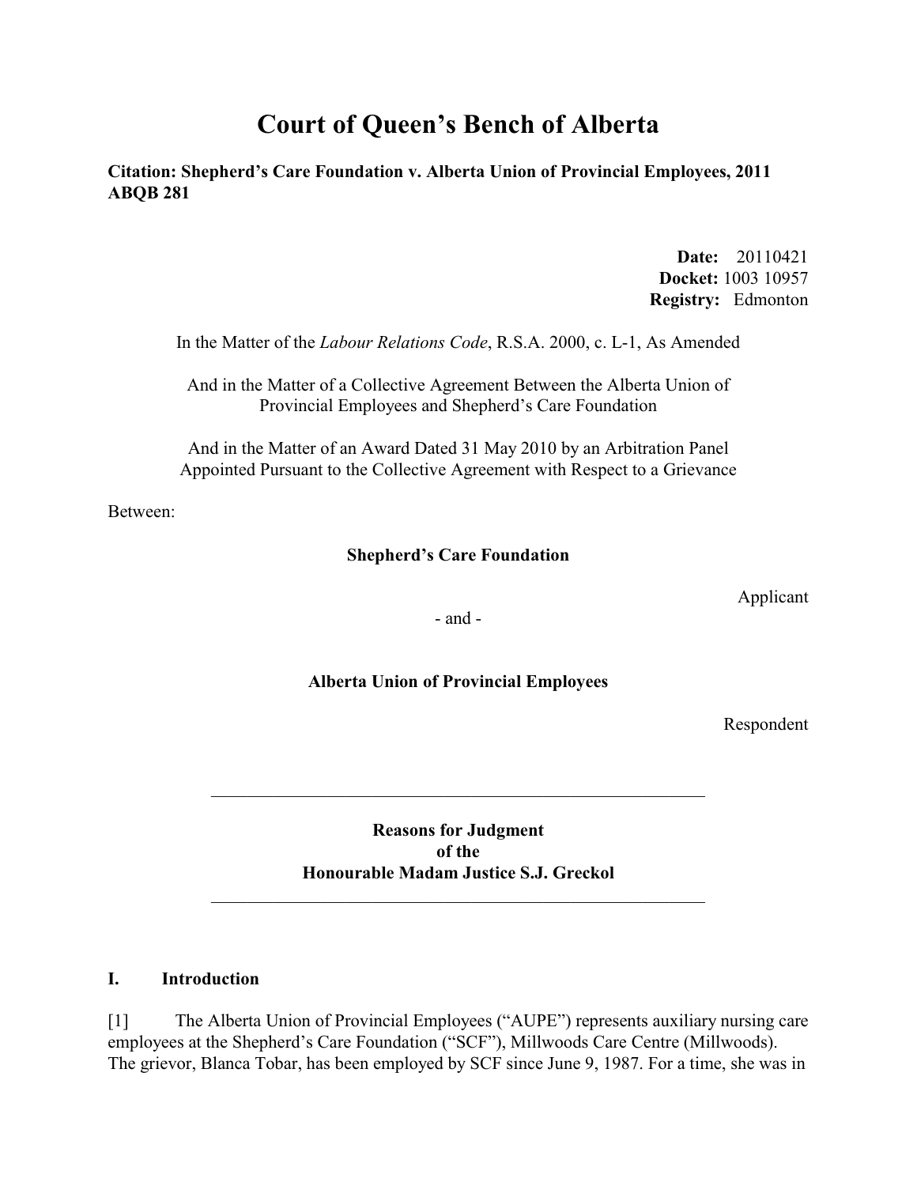# Court of Queen's Bench of Alberta

**Citation: Shepherd's Care Foundation v. Alberta Union of Provincial Employees, 2011 ABQB 281**

**Date:** 20110421
**Docket:** 1003 10957
**Registry:** Edmonton

In the Matter of the *Labour Relations Code*, R.S.A. 2000, c. L-1, As Amended

And in the Matter of a Collective Agreement Between the Alberta Union of Provincial Employees and Shepherd's Care Foundation

And in the Matter of an Award Dated 31 May 2010 by an Arbitration Panel Appointed Pursuant to the Collective Agreement with Respect to a Grievance

Between:

**Shepherd's Care Foundation**

Applicant

\- and -

**Alberta Union of Provincial Employees**

Respondent

---

**Reasons for Judgment**
**of the**
**Honourable Madam Justice S.J. Greckol**

---

## I. Introduction

[1] The Alberta Union of Provincial Employees ("AUPE") represents auxiliary nursing care employees at the Shepherd's Care Foundation ("SCF"), Millwoods Care Centre (Millwoods). The grievor, Blanca Tobar, has been employed by SCF since June 9, 1987. For a time, she was in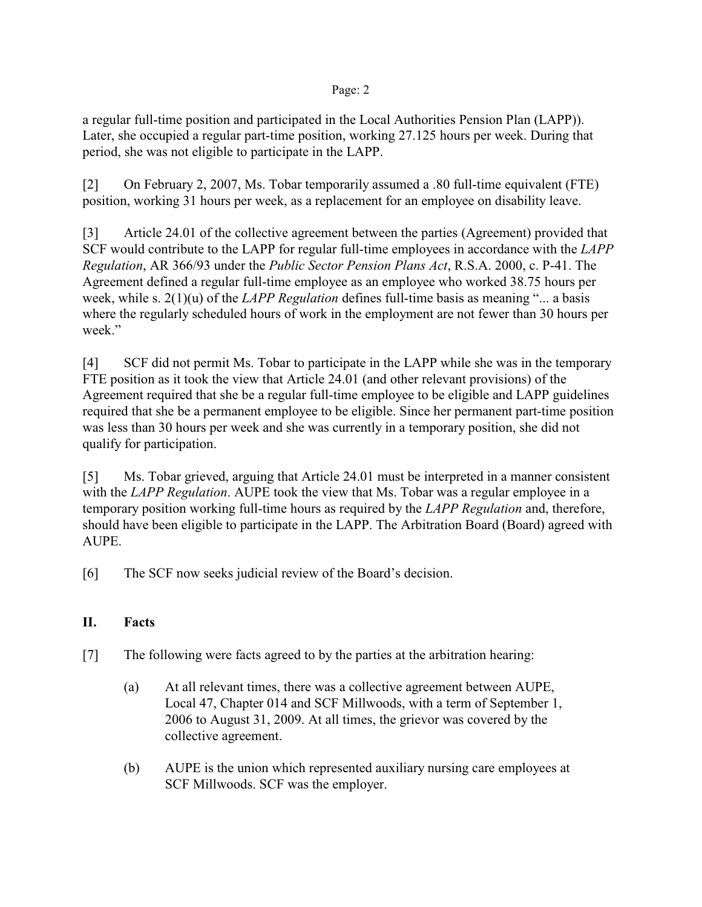a regular full-time position and participated in the Local Authorities Pension Plan (LAPP)). Later, she occupied a regular part-time position, working 27.125 hours per week. During that period, she was not eligible to participate in the LAPP.

[2] On February 2, 2007, Ms. Tobar temporarily assumed a .80 full-time equivalent (FTE) position, working 31 hours per week, as a replacement for an employee on disability leave.

[3] Article 24.01 of the collective agreement between the parties (Agreement) provided that SCF would contribute to the LAPP for regular full-time employees in accordance with the *LAPP Regulation*, AR 366/93 under the *Public Sector Pension Plans Act*, R.S.A. 2000, c. P-41. The Agreement defined a regular full-time employee as an employee who worked 38.75 hours per week, while s. 2(1)(u) of the *LAPP Regulation* defines full-time basis as meaning "... a basis where the regularly scheduled hours of work in the employment are not fewer than 30 hours per week."

[4] SCF did not permit Ms. Tobar to participate in the LAPP while she was in the temporary FTE position as it took the view that Article 24.01 (and other relevant provisions) of the Agreement required that she be a regular full-time employee to be eligible and LAPP guidelines required that she be a permanent employee to be eligible. Since her permanent part-time position was less than 30 hours per week and she was currently in a temporary position, she did not qualify for participation.

[5] Ms. Tobar grieved, arguing that Article 24.01 must be interpreted in a manner consistent with the *LAPP Regulation*. AUPE took the view that Ms. Tobar was a regular employee in a temporary position working full-time hours as required by the *LAPP Regulation* and, therefore, should have been eligible to participate in the LAPP. The Arbitration Board (Board) agreed with AUPE.

[6] The SCF now seeks judicial review of the Board's decision.

## II. Facts

[7] The following were facts agreed to by the parties at the arbitration hearing:

(a) At all relevant times, there was a collective agreement between AUPE, Local 47, Chapter 014 and SCF Millwoods, with a term of September 1, 2006 to August 31, 2009. At all times, the grievor was covered by the collective agreement.

(b) AUPE is the union which represented auxiliary nursing care employees at SCF Millwoods. SCF was the employer.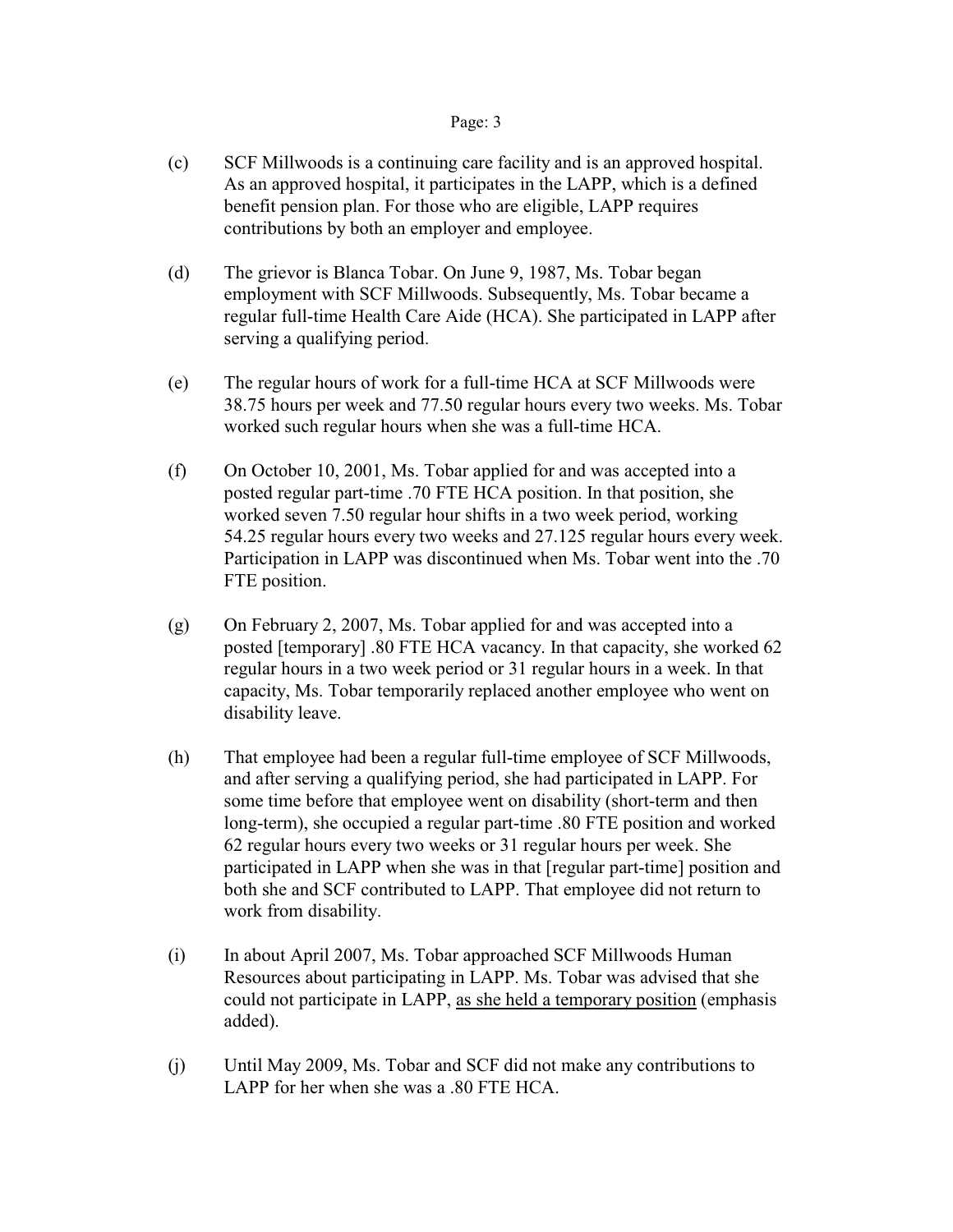(c) SCF Millwoods is a continuing care facility and is an approved hospital. As an approved hospital, it participates in the LAPP, which is a defined benefit pension plan. For those who are eligible, LAPP requires contributions by both an employer and employee.

(d) The grievor is Blanca Tobar. On June 9, 1987, Ms. Tobar began employment with SCF Millwoods. Subsequently, Ms. Tobar became a regular full-time Health Care Aide (HCA). She participated in LAPP after serving a qualifying period.

(e) The regular hours of work for a full-time HCA at SCF Millwoods were 38.75 hours per week and 77.50 regular hours every two weeks. Ms. Tobar worked such regular hours when she was a full-time HCA.

(f) On October 10, 2001, Ms. Tobar applied for and was accepted into a posted regular part-time .70 FTE HCA position. In that position, she worked seven 7.50 regular hour shifts in a two week period, working 54.25 regular hours every two weeks and 27.125 regular hours every week. Participation in LAPP was discontinued when Ms. Tobar went into the .70 FTE position.

(g) On February 2, 2007, Ms. Tobar applied for and was accepted into a posted [temporary] .80 FTE HCA vacancy. In that capacity, she worked 62 regular hours in a two week period or 31 regular hours in a week. In that capacity, Ms. Tobar temporarily replaced another employee who went on disability leave.

(h) That employee had been a regular full-time employee of SCF Millwoods, and after serving a qualifying period, she had participated in LAPP. For some time before that employee went on disability (short-term and then long-term), she occupied a regular part-time .80 FTE position and worked 62 regular hours every two weeks or 31 regular hours per week. She participated in LAPP when she was in that [regular part-time] position and both she and SCF contributed to LAPP. That employee did not return to work from disability.

(i) In about April 2007, Ms. Tobar approached SCF Millwoods Human Resources about participating in LAPP. Ms. Tobar was advised that she could not participate in LAPP, <u>as she held a temporary position</u> (emphasis added).

(j) Until May 2009, Ms. Tobar and SCF did not make any contributions to LAPP for her when she was a .80 FTE HCA.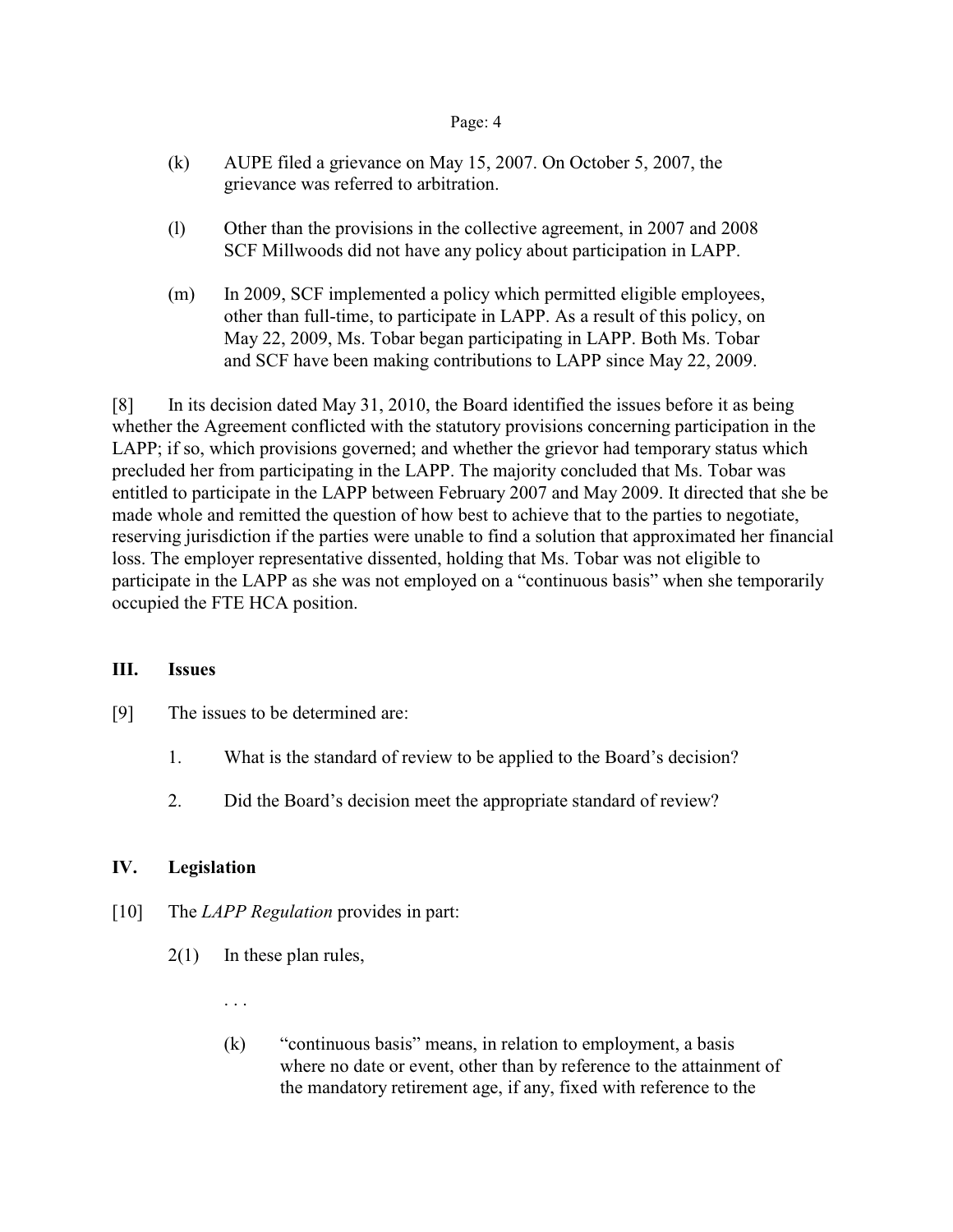(k) AUPE filed a grievance on May 15, 2007. On October 5, 2007, the grievance was referred to arbitration.

(l) Other than the provisions in the collective agreement, in 2007 and 2008 SCF Millwoods did not have any policy about participation in LAPP.

(m) In 2009, SCF implemented a policy which permitted eligible employees, other than full-time, to participate in LAPP. As a result of this policy, on May 22, 2009, Ms. Tobar began participating in LAPP. Both Ms. Tobar and SCF have been making contributions to LAPP since May 22, 2009.

[8] In its decision dated May 31, 2010, the Board identified the issues before it as being whether the Agreement conflicted with the statutory provisions concerning participation in the LAPP; if so, which provisions governed; and whether the grievor had temporary status which precluded her from participating in the LAPP. The majority concluded that Ms. Tobar was entitled to participate in the LAPP between February 2007 and May 2009. It directed that she be made whole and remitted the question of how best to achieve that to the parties to negotiate, reserving jurisdiction if the parties were unable to find a solution that approximated her financial loss. The employer representative dissented, holding that Ms. Tobar was not eligible to participate in the LAPP as she was not employed on a "continuous basis" when she temporarily occupied the FTE HCA position.

## III. Issues

[9] The issues to be determined are:

1. What is the standard of review to be applied to the Board's decision?

2. Did the Board's decision meet the appropriate standard of review?

## IV. Legislation

[10] The *LAPP Regulation* provides in part:

> 2(1) In these plan rules,
>
> . . .
>
> (k) "continuous basis" means, in relation to employment, a basis where no date or event, other than by reference to the attainment of the mandatory retirement age, if any, fixed with reference to the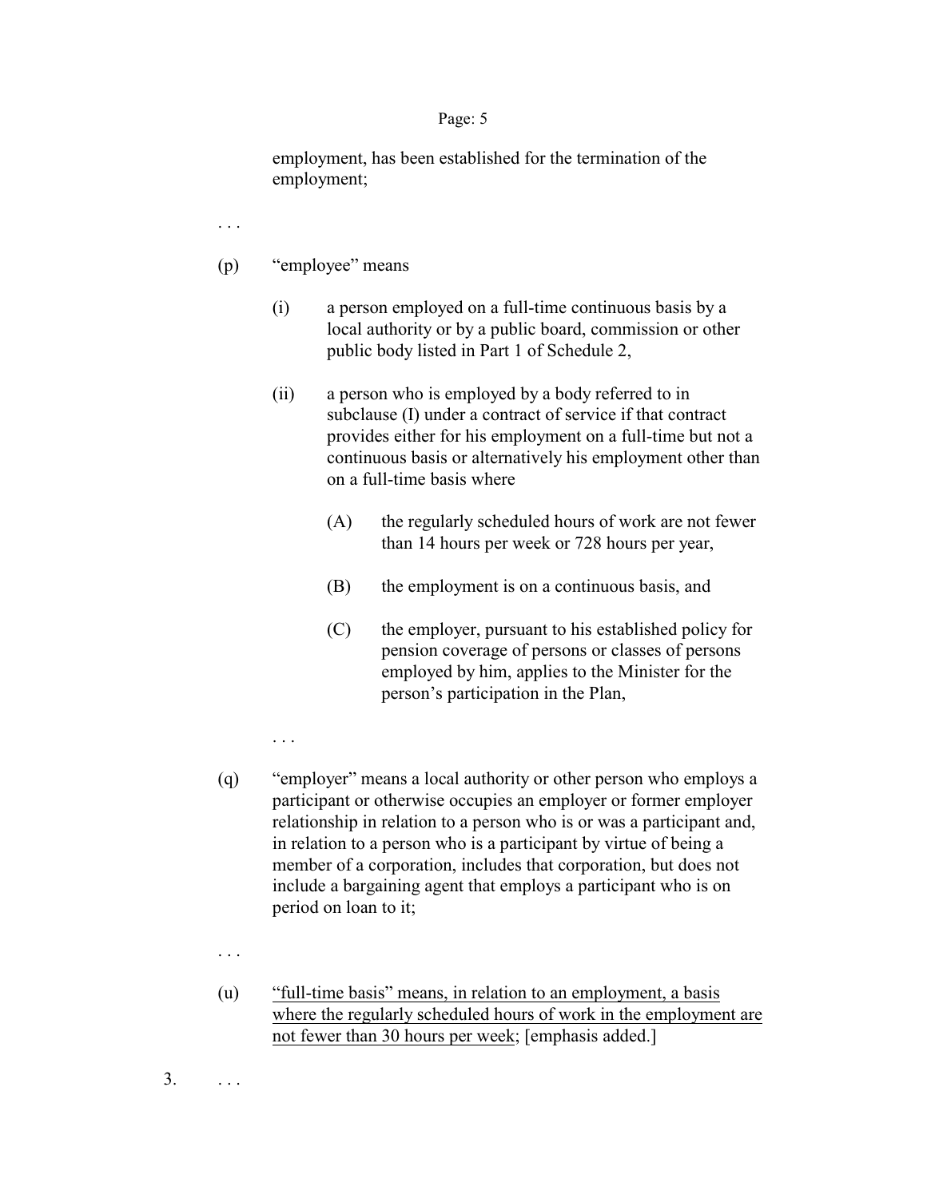employment, has been established for the termination of the employment;

. . .

(p) "employee" means

(i) a person employed on a full-time continuous basis by a local authority or by a public board, commission or other public body listed in Part 1 of Schedule 2,

(ii) a person who is employed by a body referred to in subclause (I) under a contract of service if that contract provides either for his employment on a full-time but not a continuous basis or alternatively his employment other than on a full-time basis where

(A) the regularly scheduled hours of work are not fewer than 14 hours per week or 728 hours per year,

(B) the employment is on a continuous basis, and

(C) the employer, pursuant to his established policy for pension coverage of persons or classes of persons employed by him, applies to the Minister for the person's participation in the Plan,

. . .

(q) "employer" means a local authority or other person who employs a participant or otherwise occupies an employer or former employer relationship in relation to a person who is or was a participant and, in relation to a person who is a participant by virtue of being a member of a corporation, includes that corporation, but does not include a bargaining agent that employs a participant who is on period on loan to it;

. . .

(u) <u>"full-time basis" means, in relation to an employment, a basis where the regularly scheduled hours of work in the employment are not fewer than 30 hours per week</u>; [emphasis added.]

3. . . .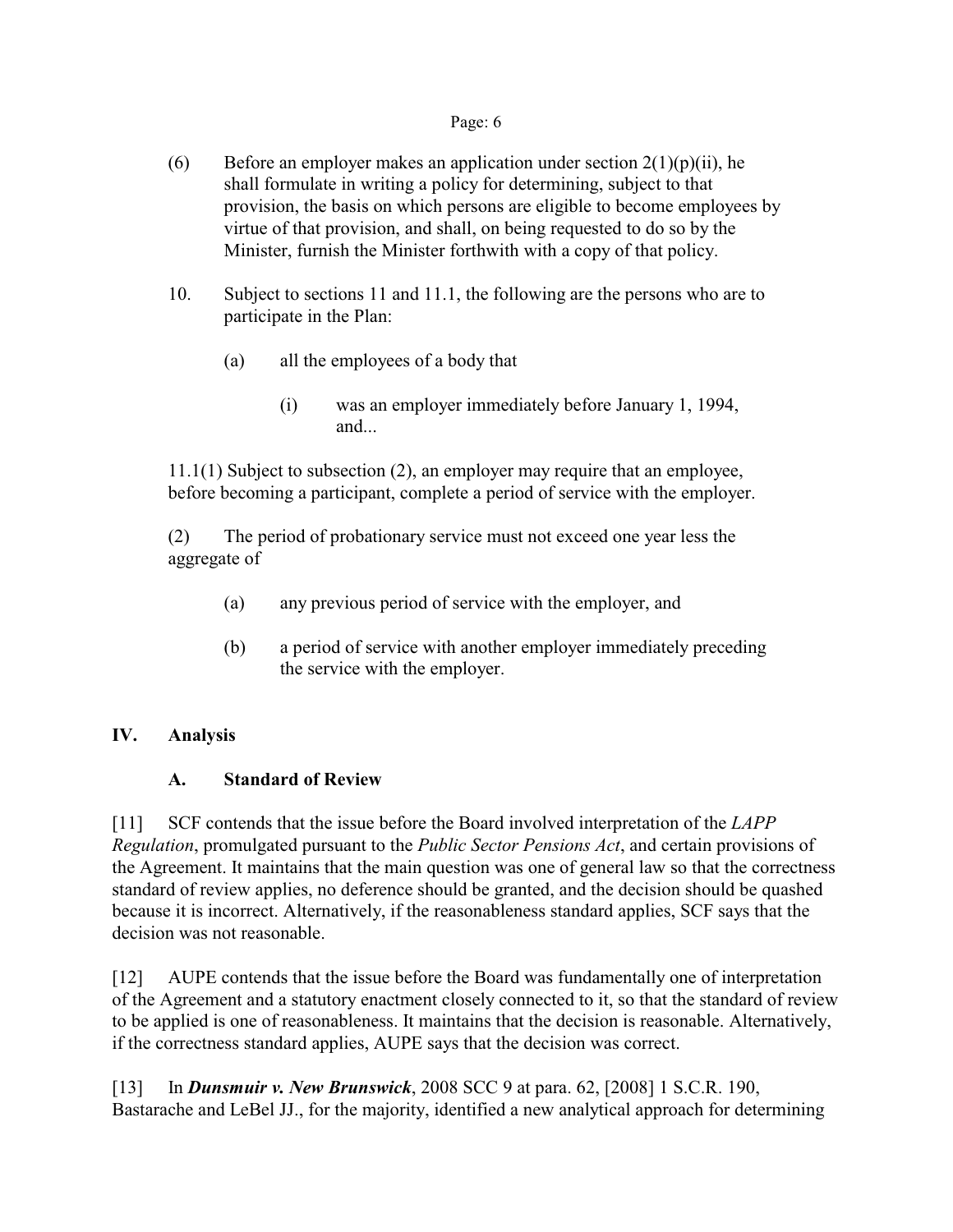(6) Before an employer makes an application under section 2(1)(p)(ii), he shall formulate in writing a policy for determining, subject to that provision, the basis on which persons are eligible to become employees by virtue of that provision, and shall, on being requested to do so by the Minister, furnish the Minister forthwith with a copy of that policy.

10. Subject to sections 11 and 11.1, the following are the persons who are to participate in the Plan:

   (a) all the employees of a body that

      (i) was an employer immediately before January 1, 1994, and...

11.1(1) Subject to subsection (2), an employer may require that an employee, before becoming a participant, complete a period of service with the employer.

(2) The period of probationary service must not exceed one year less the aggregate of

   (a) any previous period of service with the employer, and

   (b) a period of service with another employer immediately preceding the service with the employer.

## IV. Analysis

### A. Standard of Review

[11] SCF contends that the issue before the Board involved interpretation of the *LAPP Regulation*, promulgated pursuant to the *Public Sector Pensions Act*, and certain provisions of the Agreement. It maintains that the main question was one of general law so that the correctness standard of review applies, no deference should be granted, and the decision should be quashed because it is incorrect. Alternatively, if the reasonableness standard applies, SCF says that the decision was not reasonable.

[12] AUPE contends that the issue before the Board was fundamentally one of interpretation of the Agreement and a statutory enactment closely connected to it, so that the standard of review to be applied is one of reasonableness. It maintains that the decision is reasonable. Alternatively, if the correctness standard applies, AUPE says that the decision was correct.

[13] In ***Dunsmuir v. New Brunswick***, 2008 SCC 9 at para. 62, [2008] 1 S.C.R. 190, Bastarache and LeBel JJ., for the majority, identified a new analytical approach for determining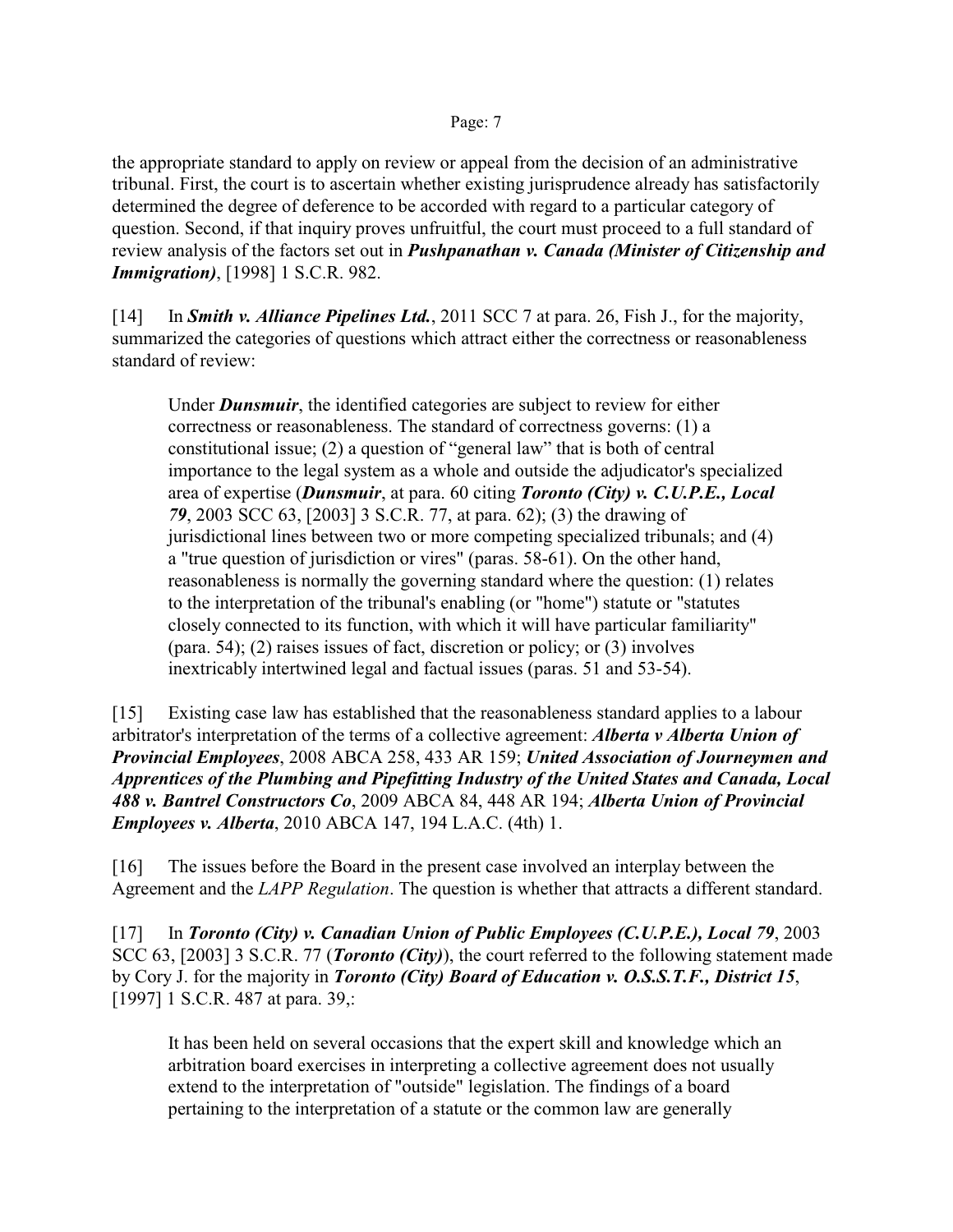the appropriate standard to apply on review or appeal from the decision of an administrative tribunal. First, the court is to ascertain whether existing jurisprudence already has satisfactorily determined the degree of deference to be accorded with regard to a particular category of question. Second, if that inquiry proves unfruitful, the court must proceed to a full standard of review analysis of the factors set out in ***Pushpanathan v. Canada (Minister of Citizenship and Immigration)***, [1998] 1 S.C.R. 982.

[14] In ***Smith v. Alliance Pipelines Ltd.***, 2011 SCC 7 at para. 26, Fish J., for the majority, summarized the categories of questions which attract either the correctness or reasonableness standard of review:

> Under ***Dunsmuir***, the identified categories are subject to review for either correctness or reasonableness. The standard of correctness governs: (1) a constitutional issue; (2) a question of “general law” that is both of central importance to the legal system as a whole and outside the adjudicator's specialized area of expertise (***Dunsmuir***, at para. 60 citing ***Toronto (City) v. C.U.P.E., Local 79***, 2003 SCC 63, [2003] 3 S.C.R. 77, at para. 62); (3) the drawing of jurisdictional lines between two or more competing specialized tribunals; and (4) a "true question of jurisdiction or vires" (paras. 58-61). On the other hand, reasonableness is normally the governing standard where the question: (1) relates to the interpretation of the tribunal's enabling (or "home") statute or "statutes closely connected to its function, with which it will have particular familiarity" (para. 54); (2) raises issues of fact, discretion or policy; or (3) involves inextricably intertwined legal and factual issues (paras. 51 and 53-54).

[15] Existing case law has established that the reasonableness standard applies to a labour arbitrator's interpretation of the terms of a collective agreement: ***Alberta v Alberta Union of Provincial Employees***, 2008 ABCA 258, 433 AR 159; ***United Association of Journeymen and Apprentices of the Plumbing and Pipefitting Industry of the United States and Canada, Local 488 v. Bantrel Constructors Co***, 2009 ABCA 84, 448 AR 194; ***Alberta Union of Provincial Employees v. Alberta***, 2010 ABCA 147, 194 L.A.C. (4th) 1.

[16] The issues before the Board in the present case involved an interplay between the Agreement and the *LAPP Regulation*. The question is whether that attracts a different standard.

[17] In ***Toronto (City) v. Canadian Union of Public Employees (C.U.P.E.), Local 79***, 2003 SCC 63, [2003] 3 S.C.R. 77 (***Toronto (City)***), the court referred to the following statement made by Cory J. for the majority in ***Toronto (City) Board of Education v. O.S.S.T.F., District 15***, [1997] 1 S.C.R. 487 at para. 39,:

> It has been held on several occasions that the expert skill and knowledge which an arbitration board exercises in interpreting a collective agreement does not usually extend to the interpretation of "outside" legislation. The findings of a board pertaining to the interpretation of a statute or the common law are generally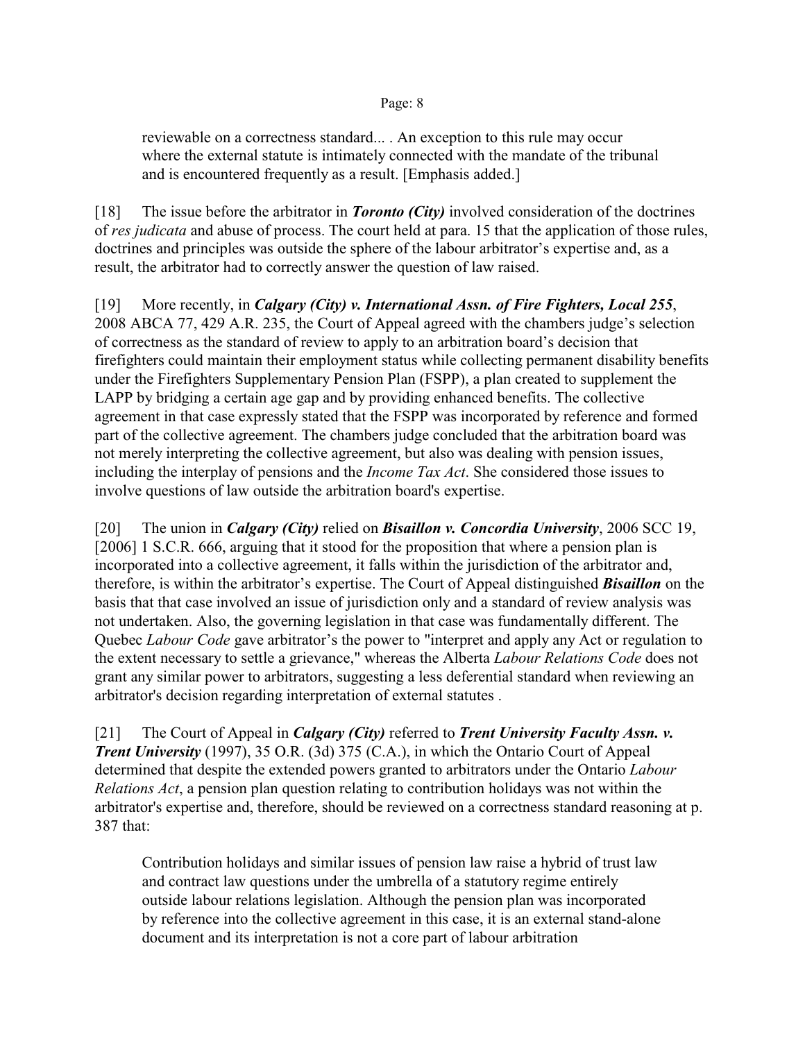> reviewable on a correctness standard... . An exception to this rule may occur where the external statute is intimately connected with the mandate of the tribunal and is encountered frequently as a result. [Emphasis added.]

[18] The issue before the arbitrator in ***Toronto (City)*** involved consideration of the doctrines of *res judicata* and abuse of process. The court held at para. 15 that the application of those rules, doctrines and principles was outside the sphere of the labour arbitrator's expertise and, as a result, the arbitrator had to correctly answer the question of law raised.

[19] More recently, in ***Calgary (City) v. International Assn. of Fire Fighters, Local 255***, 2008 ABCA 77, 429 A.R. 235, the Court of Appeal agreed with the chambers judge's selection of correctness as the standard of review to apply to an arbitration board's decision that firefighters could maintain their employment status while collecting permanent disability benefits under the Firefighters Supplementary Pension Plan (FSPP), a plan created to supplement the LAPP by bridging a certain age gap and by providing enhanced benefits. The collective agreement in that case expressly stated that the FSPP was incorporated by reference and formed part of the collective agreement. The chambers judge concluded that the arbitration board was not merely interpreting the collective agreement, but also was dealing with pension issues, including the interplay of pensions and the *Income Tax Act*. She considered those issues to involve questions of law outside the arbitration board's expertise.

[20] The union in ***Calgary (City)*** relied on ***Bisaillon v. Concordia University***, 2006 SCC 19, [2006] 1 S.C.R. 666, arguing that it stood for the proposition that where a pension plan is incorporated into a collective agreement, it falls within the jurisdiction of the arbitrator and, therefore, is within the arbitrator's expertise. The Court of Appeal distinguished ***Bisaillon*** on the basis that that case involved an issue of jurisdiction only and a standard of review analysis was not undertaken. Also, the governing legislation in that case was fundamentally different. The Quebec *Labour Code* gave arbitrator's the power to "interpret and apply any Act or regulation to the extent necessary to settle a grievance," whereas the Alberta *Labour Relations Code* does not grant any similar power to arbitrators, suggesting a less deferential standard when reviewing an arbitrator's decision regarding interpretation of external statutes .

[21] The Court of Appeal in ***Calgary (City)*** referred to ***Trent University Faculty Assn. v. Trent University*** (1997), 35 O.R. (3d) 375 (C.A.), in which the Ontario Court of Appeal determined that despite the extended powers granted to arbitrators under the Ontario *Labour Relations Act*, a pension plan question relating to contribution holidays was not within the arbitrator's expertise and, therefore, should be reviewed on a correctness standard reasoning at p. 387 that:

> Contribution holidays and similar issues of pension law raise a hybrid of trust law and contract law questions under the umbrella of a statutory regime entirely outside labour relations legislation. Although the pension plan was incorporated by reference into the collective agreement in this case, it is an external stand-alone document and its interpretation is not a core part of labour arbitration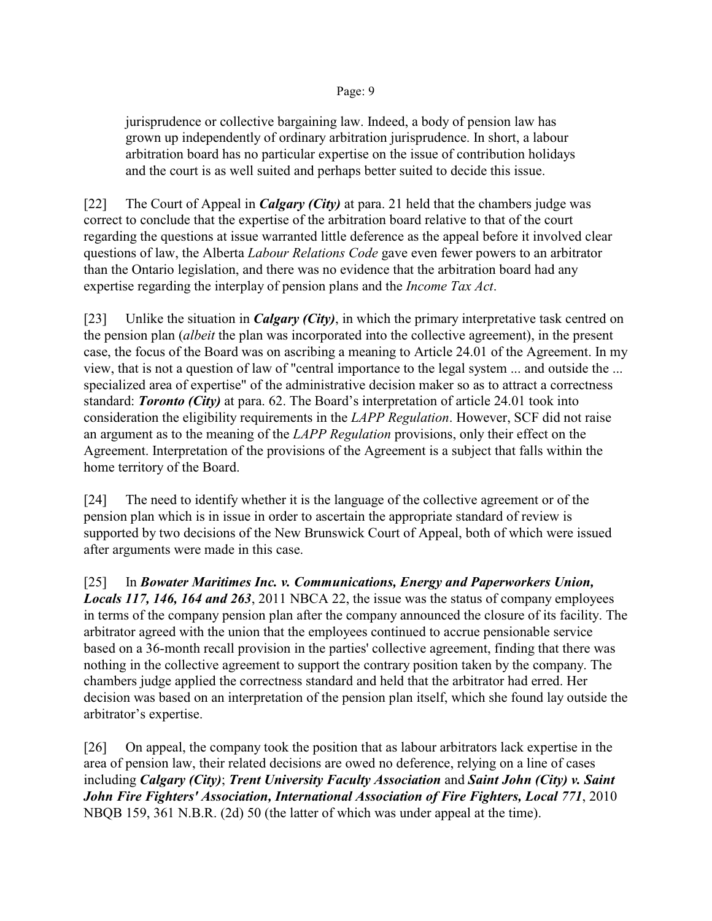jurisprudence or collective bargaining law. Indeed, a body of pension law has grown up independently of ordinary arbitration jurisprudence. In short, a labour arbitration board has no particular expertise on the issue of contribution holidays and the court is as well suited and perhaps better suited to decide this issue.

[22] The Court of Appeal in ***Calgary (City)*** at para. 21 held that the chambers judge was correct to conclude that the expertise of the arbitration board relative to that of the court regarding the questions at issue warranted little deference as the appeal before it involved clear questions of law, the Alberta *Labour Relations Code* gave even fewer powers to an arbitrator than the Ontario legislation, and there was no evidence that the arbitration board had any expertise regarding the interplay of pension plans and the *Income Tax Act*.

[23] Unlike the situation in ***Calgary (City)***, in which the primary interpretative task centred on the pension plan (*albeit* the plan was incorporated into the collective agreement), in the present case, the focus of the Board was on ascribing a meaning to Article 24.01 of the Agreement. In my view, that is not a question of law of "central importance to the legal system ... and outside the ... specialized area of expertise" of the administrative decision maker so as to attract a correctness standard: ***Toronto (City)*** at para. 62. The Board's interpretation of article 24.01 took into consideration the eligibility requirements in the *LAPP Regulation*. However, SCF did not raise an argument as to the meaning of the *LAPP Regulation* provisions, only their effect on the Agreement. Interpretation of the provisions of the Agreement is a subject that falls within the home territory of the Board.

[24] The need to identify whether it is the language of the collective agreement or of the pension plan which is in issue in order to ascertain the appropriate standard of review is supported by two decisions of the New Brunswick Court of Appeal, both of which were issued after arguments were made in this case.

[25] In ***Bowater Maritimes Inc. v. Communications, Energy and Paperworkers Union, Locals 117, 146, 164 and 263***, 2011 NBCA 22, the issue was the status of company employees in terms of the company pension plan after the company announced the closure of its facility. The arbitrator agreed with the union that the employees continued to accrue pensionable service based on a 36-month recall provision in the parties' collective agreement, finding that there was nothing in the collective agreement to support the contrary position taken by the company. The chambers judge applied the correctness standard and held that the arbitrator had erred. Her decision was based on an interpretation of the pension plan itself, which she found lay outside the arbitrator's expertise.

[26] On appeal, the company took the position that as labour arbitrators lack expertise in the area of pension law, their related decisions are owed no deference, relying on a line of cases including ***Calgary (City)***; ***Trent University Faculty Association*** and ***Saint John (City) v. Saint John Fire Fighters' Association, International Association of Fire Fighters, Local 771***, 2010 NBQB 159, 361 N.B.R. (2d) 50 (the latter of which was under appeal at the time).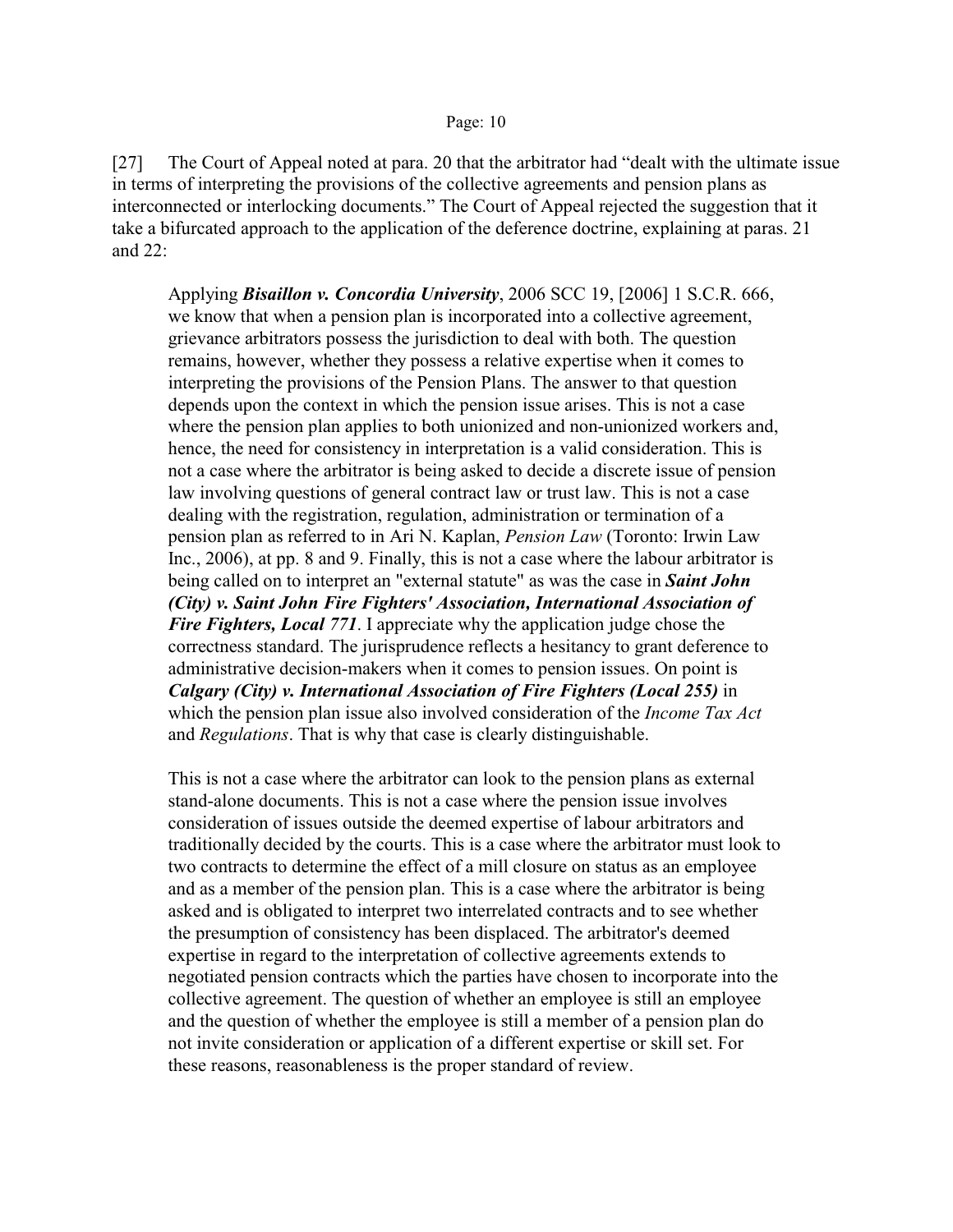[27] The Court of Appeal noted at para. 20 that the arbitrator had "dealt with the ultimate issue in terms of interpreting the provisions of the collective agreements and pension plans as interconnected or interlocking documents." The Court of Appeal rejected the suggestion that it take a bifurcated approach to the application of the deference doctrine, explaining at paras. 21 and 22:

> Applying ***Bisaillon v. Concordia University***, 2006 SCC 19, [2006] 1 S.C.R. 666, we know that when a pension plan is incorporated into a collective agreement, grievance arbitrators possess the jurisdiction to deal with both. The question remains, however, whether they possess a relative expertise when it comes to interpreting the provisions of the Pension Plans. The answer to that question depends upon the context in which the pension issue arises. This is not a case where the pension plan applies to both unionized and non-unionized workers and, hence, the need for consistency in interpretation is a valid consideration. This is not a case where the arbitrator is being asked to decide a discrete issue of pension law involving questions of general contract law or trust law. This is not a case dealing with the registration, regulation, administration or termination of a pension plan as referred to in Ari N. Kaplan, *Pension Law* (Toronto: Irwin Law Inc., 2006), at pp. 8 and 9. Finally, this is not a case where the labour arbitrator is being called on to interpret an "external statute" as was the case in ***Saint John (City) v. Saint John Fire Fighters' Association, International Association of Fire Fighters, Local 771***. I appreciate why the application judge chose the correctness standard. The jurisprudence reflects a hesitancy to grant deference to administrative decision-makers when it comes to pension issues. On point is ***Calgary (City) v. International Association of Fire Fighters (Local 255)*** in which the pension plan issue also involved consideration of the *Income Tax Act* and *Regulations*. That is why that case is clearly distinguishable.
>
> This is not a case where the arbitrator can look to the pension plans as external stand-alone documents. This is not a case where the pension issue involves consideration of issues outside the deemed expertise of labour arbitrators and traditionally decided by the courts. This is a case where the arbitrator must look to two contracts to determine the effect of a mill closure on status as an employee and as a member of the pension plan. This is a case where the arbitrator is being asked and is obligated to interpret two interrelated contracts and to see whether the presumption of consistency has been displaced. The arbitrator's deemed expertise in regard to the interpretation of collective agreements extends to negotiated pension contracts which the parties have chosen to incorporate into the collective agreement. The question of whether an employee is still an employee and the question of whether the employee is still a member of a pension plan do not invite consideration or application of a different expertise or skill set. For these reasons, reasonableness is the proper standard of review.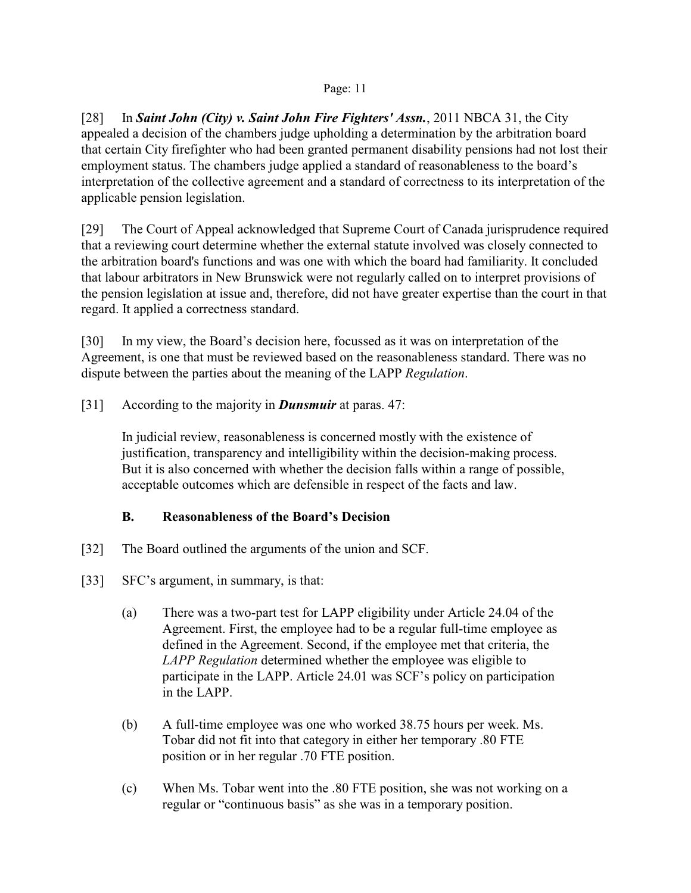[28] In ***Saint John (City) v. Saint John Fire Fighters' Assn.***, 2011 NBCA 31, the City appealed a decision of the chambers judge upholding a determination by the arbitration board that certain City firefighter who had been granted permanent disability pensions had not lost their employment status. The chambers judge applied a standard of reasonableness to the board's interpretation of the collective agreement and a standard of correctness to its interpretation of the applicable pension legislation.

[29] The Court of Appeal acknowledged that Supreme Court of Canada jurisprudence required that a reviewing court determine whether the external statute involved was closely connected to the arbitration board's functions and was one with which the board had familiarity. It concluded that labour arbitrators in New Brunswick were not regularly called on to interpret provisions of the pension legislation at issue and, therefore, did not have greater expertise than the court in that regard. It applied a correctness standard.

[30] In my view, the Board's decision here, focussed as it was on interpretation of the Agreement, is one that must be reviewed based on the reasonableness standard. There was no dispute between the parties about the meaning of the LAPP *Regulation*.

[31] According to the majority in ***Dunsmuir*** at paras. 47:

> In judicial review, reasonableness is concerned mostly with the existence of justification, transparency and intelligibility within the decision-making process. But it is also concerned with whether the decision falls within a range of possible, acceptable outcomes which are defensible in respect of the facts and law.

### B. Reasonableness of the Board's Decision

[32] The Board outlined the arguments of the union and SCF.

[33] SFC's argument, in summary, is that:

(a) There was a two-part test for LAPP eligibility under Article 24.04 of the Agreement. First, the employee had to be a regular full-time employee as defined in the Agreement. Second, if the employee met that criteria, the *LAPP Regulation* determined whether the employee was eligible to participate in the LAPP. Article 24.01 was SCF's policy on participation in the LAPP.

(b) A full-time employee was one who worked 38.75 hours per week. Ms. Tobar did not fit into that category in either her temporary .80 FTE position or in her regular .70 FTE position.

(c) When Ms. Tobar went into the .80 FTE position, she was not working on a regular or "continuous basis" as she was in a temporary position.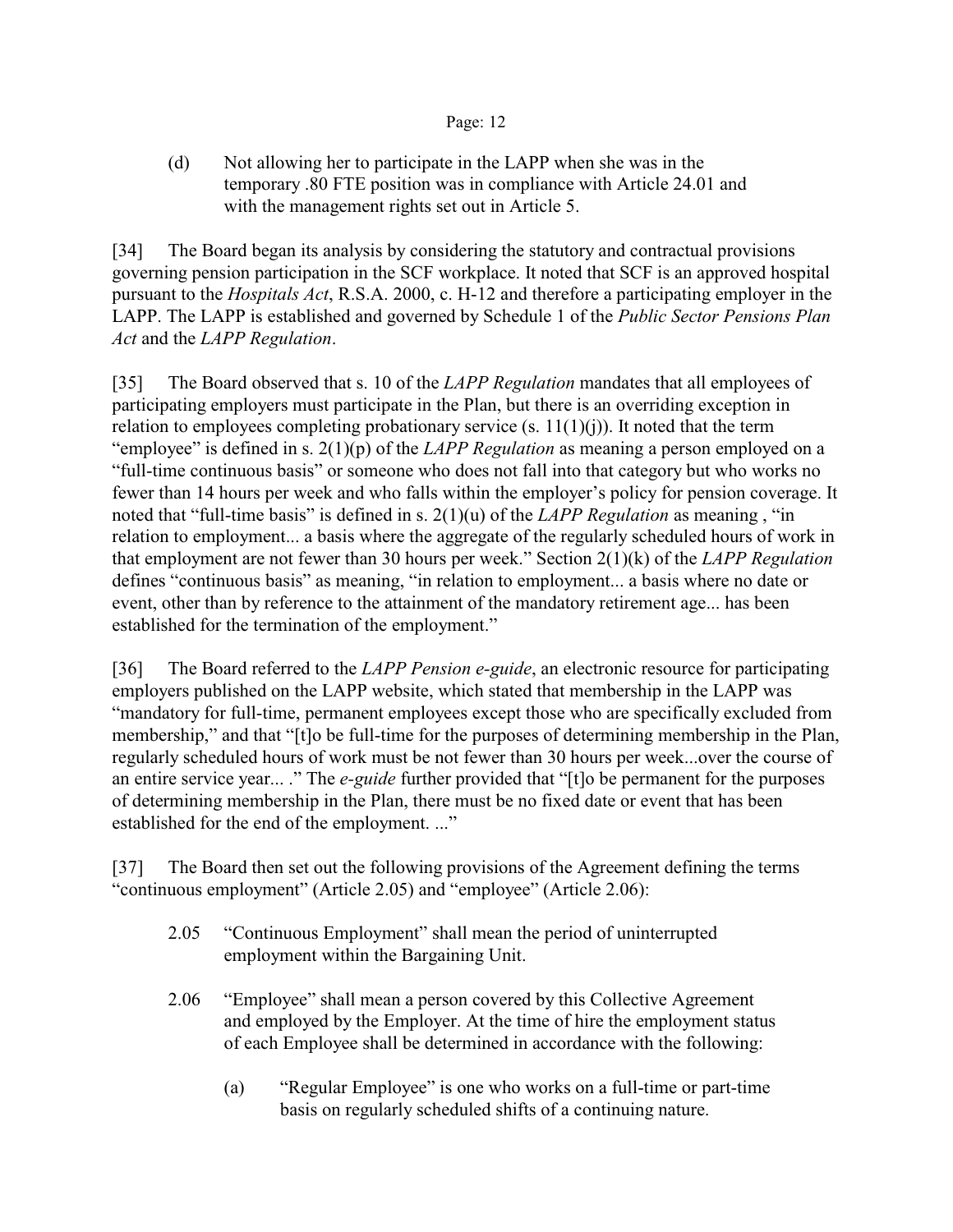(d) Not allowing her to participate in the LAPP when she was in the temporary .80 FTE position was in compliance with Article 24.01 and with the management rights set out in Article 5.

[34] The Board began its analysis by considering the statutory and contractual provisions governing pension participation in the SCF workplace. It noted that SCF is an approved hospital pursuant to the *Hospitals Act*, R.S.A. 2000, c. H-12 and therefore a participating employer in the LAPP. The LAPP is established and governed by Schedule 1 of the *Public Sector Pensions Plan Act* and the *LAPP Regulation*.

[35] The Board observed that s. 10 of the *LAPP Regulation* mandates that all employees of participating employers must participate in the Plan, but there is an overriding exception in relation to employees completing probationary service (s. 11(1)(j)). It noted that the term "employee" is defined in s. 2(1)(p) of the *LAPP Regulation* as meaning a person employed on a "full-time continuous basis" or someone who does not fall into that category but who works no fewer than 14 hours per week and who falls within the employer's policy for pension coverage. It noted that "full-time basis" is defined in s. 2(1)(u) of the *LAPP Regulation* as meaning , "in relation to employment... a basis where the aggregate of the regularly scheduled hours of work in that employment are not fewer than 30 hours per week." Section 2(1)(k) of the *LAPP Regulation* defines "continuous basis" as meaning, "in relation to employment... a basis where no date or event, other than by reference to the attainment of the mandatory retirement age... has been established for the termination of the employment."

[36] The Board referred to the *LAPP Pension e-guide*, an electronic resource for participating employers published on the LAPP website, which stated that membership in the LAPP was "mandatory for full-time, permanent employees except those who are specifically excluded from membership," and that "[t]o be full-time for the purposes of determining membership in the Plan, regularly scheduled hours of work must be not fewer than 30 hours per week...over the course of an entire service year... ." The *e-guide* further provided that "[t]o be permanent for the purposes of determining membership in the Plan, there must be no fixed date or event that has been established for the end of the employment. ..."

[37] The Board then set out the following provisions of the Agreement defining the terms "continuous employment" (Article 2.05) and "employee" (Article 2.06):

> 2.05 "Continuous Employment" shall mean the period of uninterrupted employment within the Bargaining Unit.
>
> 2.06 "Employee" shall mean a person covered by this Collective Agreement and employed by the Employer. At the time of hire the employment status of each Employee shall be determined in accordance with the following:
>
> > (a) "Regular Employee" is one who works on a full-time or part-time basis on regularly scheduled shifts of a continuing nature.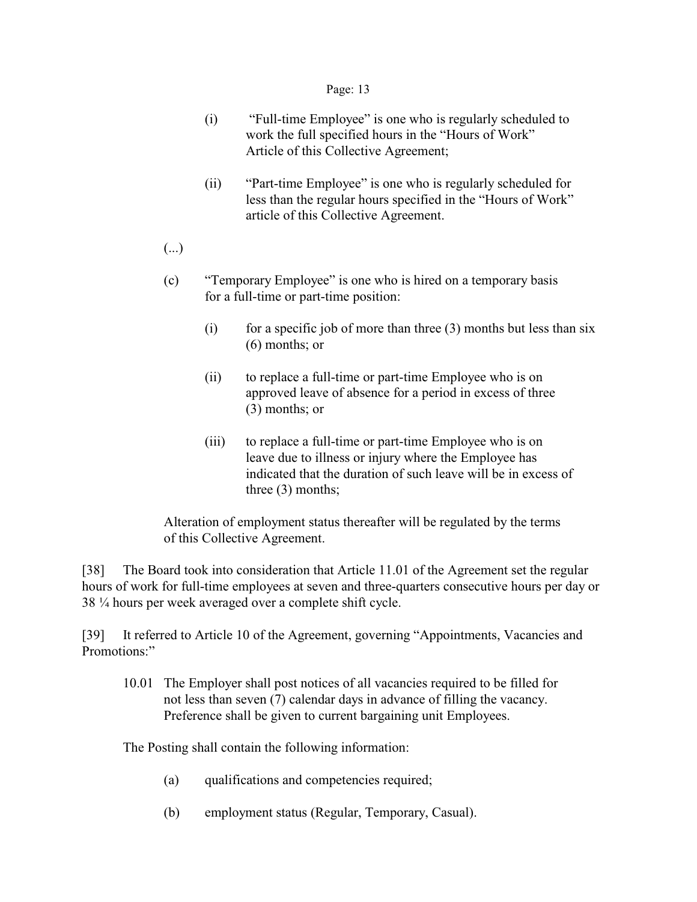(i) "Full-time Employee" is one who is regularly scheduled to work the full specified hours in the "Hours of Work" Article of this Collective Agreement;

(ii) "Part-time Employee" is one who is regularly scheduled for less than the regular hours specified in the "Hours of Work" article of this Collective Agreement.

(...)

(c) "Temporary Employee" is one who is hired on a temporary basis for a full-time or part-time position:

(i) for a specific job of more than three (3) months but less than six (6) months; or

(ii) to replace a full-time or part-time Employee who is on approved leave of absence for a period in excess of three (3) months; or

(iii) to replace a full-time or part-time Employee who is on leave due to illness or injury where the Employee has indicated that the duration of such leave will be in excess of three (3) months;

Alteration of employment status thereafter will be regulated by the terms of this Collective Agreement.

[38] The Board took into consideration that Article 11.01 of the Agreement set the regular hours of work for full-time employees at seven and three-quarters consecutive hours per day or 38 ¼ hours per week averaged over a complete shift cycle.

[39] It referred to Article 10 of the Agreement, governing "Appointments, Vacancies and Promotions:"

> 10.01 The Employer shall post notices of all vacancies required to be filled for not less than seven (7) calendar days in advance of filling the vacancy. Preference shall be given to current bargaining unit Employees.
>
> The Posting shall contain the following information:
>
> (a) qualifications and competencies required;
>
> (b) employment status (Regular, Temporary, Casual).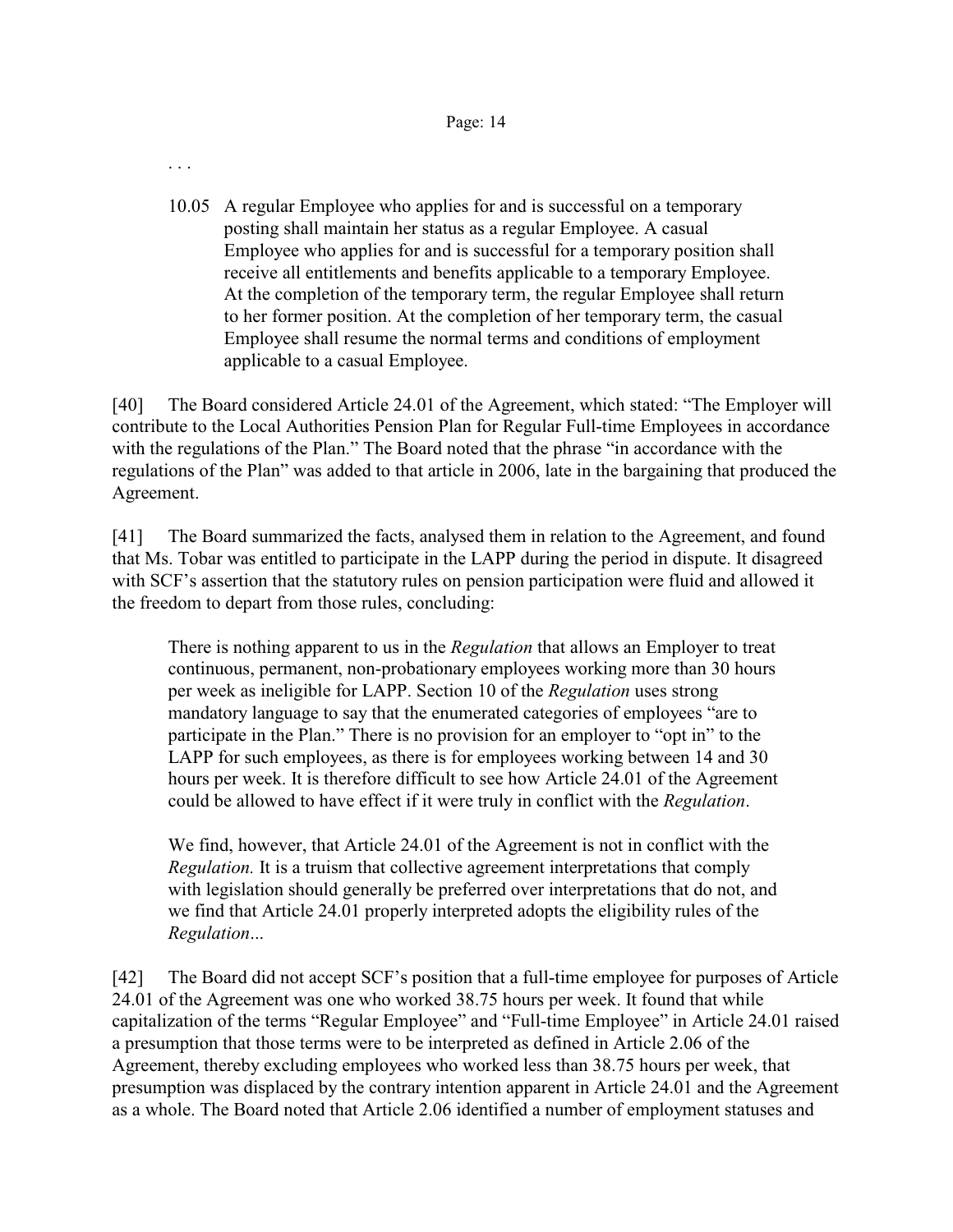. . .

> 10.05 A regular Employee who applies for and is successful on a temporary posting shall maintain her status as a regular Employee. A casual Employee who applies for and is successful for a temporary position shall receive all entitlements and benefits applicable to a temporary Employee. At the completion of the temporary term, the regular Employee shall return to her former position. At the completion of her temporary term, the casual Employee shall resume the normal terms and conditions of employment applicable to a casual Employee.

[40] The Board considered Article 24.01 of the Agreement, which stated: "The Employer will contribute to the Local Authorities Pension Plan for Regular Full-time Employees in accordance with the regulations of the Plan." The Board noted that the phrase "in accordance with the regulations of the Plan" was added to that article in 2006, late in the bargaining that produced the Agreement.

[41] The Board summarized the facts, analysed them in relation to the Agreement, and found that Ms. Tobar was entitled to participate in the LAPP during the period in dispute. It disagreed with SCF's assertion that the statutory rules on pension participation were fluid and allowed it the freedom to depart from those rules, concluding:

> There is nothing apparent to us in the *Regulation* that allows an Employer to treat continuous, permanent, non-probationary employees working more than 30 hours per week as ineligible for LAPP. Section 10 of the *Regulation* uses strong mandatory language to say that the enumerated categories of employees "are to participate in the Plan." There is no provision for an employer to "opt in" to the LAPP for such employees, as there is for employees working between 14 and 30 hours per week. It is therefore difficult to see how Article 24.01 of the Agreement could be allowed to have effect if it were truly in conflict with the *Regulation*.
>
> We find, however, that Article 24.01 of the Agreement is not in conflict with the *Regulation.* It is a truism that collective agreement interpretations that comply with legislation should generally be preferred over interpretations that do not, and we find that Article 24.01 properly interpreted adopts the eligibility rules of the *Regulation*...

[42] The Board did not accept SCF's position that a full-time employee for purposes of Article 24.01 of the Agreement was one who worked 38.75 hours per week. It found that while capitalization of the terms "Regular Employee" and "Full-time Employee" in Article 24.01 raised a presumption that those terms were to be interpreted as defined in Article 2.06 of the Agreement, thereby excluding employees who worked less than 38.75 hours per week, that presumption was displaced by the contrary intention apparent in Article 24.01 and the Agreement as a whole. The Board noted that Article 2.06 identified a number of employment statuses and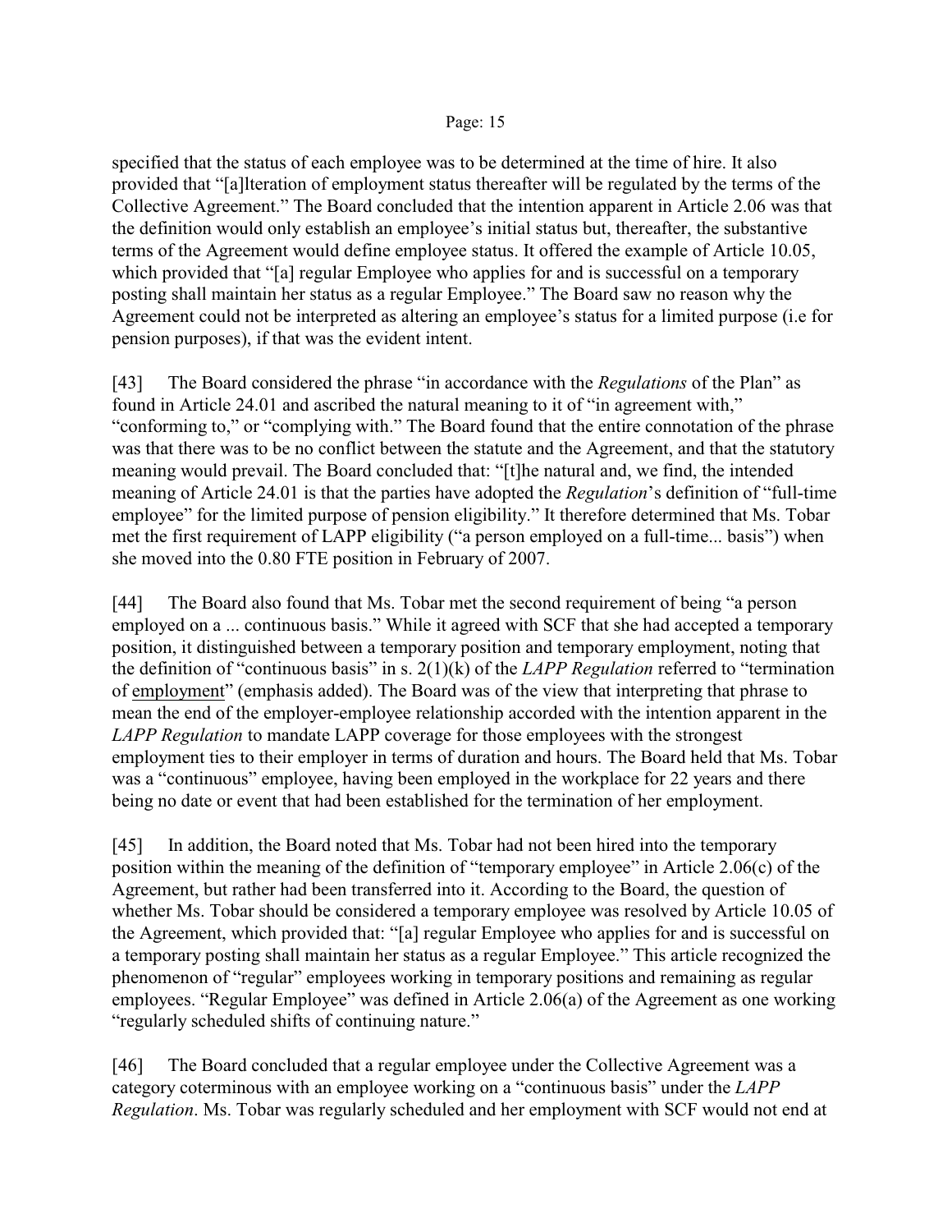specified that the status of each employee was to be determined at the time of hire. It also provided that "[a]lteration of employment status thereafter will be regulated by the terms of the Collective Agreement." The Board concluded that the intention apparent in Article 2.06 was that the definition would only establish an employee's initial status but, thereafter, the substantive terms of the Agreement would define employee status. It offered the example of Article 10.05, which provided that "[a] regular Employee who applies for and is successful on a temporary posting shall maintain her status as a regular Employee." The Board saw no reason why the Agreement could not be interpreted as altering an employee's status for a limited purpose (i.e for pension purposes), if that was the evident intent.

[43] The Board considered the phrase "in accordance with the *Regulations* of the Plan" as found in Article 24.01 and ascribed the natural meaning to it of "in agreement with," "conforming to," or "complying with." The Board found that the entire connotation of the phrase was that there was to be no conflict between the statute and the Agreement, and that the statutory meaning would prevail. The Board concluded that: "[t]he natural and, we find, the intended meaning of Article 24.01 is that the parties have adopted the *Regulation*'s definition of "full-time employee" for the limited purpose of pension eligibility." It therefore determined that Ms. Tobar met the first requirement of LAPP eligibility ("a person employed on a full-time... basis") when she moved into the 0.80 FTE position in February of 2007.

[44] The Board also found that Ms. Tobar met the second requirement of being "a person employed on a ... continuous basis." While it agreed with SCF that she had accepted a temporary position, it distinguished between a temporary position and temporary employment, noting that the definition of "continuous basis" in s. 2(1)(k) of the *LAPP Regulation* referred to "termination of <u>employment</u>" (emphasis added). The Board was of the view that interpreting that phrase to mean the end of the employer-employee relationship accorded with the intention apparent in the *LAPP Regulation* to mandate LAPP coverage for those employees with the strongest employment ties to their employer in terms of duration and hours. The Board held that Ms. Tobar was a "continuous" employee, having been employed in the workplace for 22 years and there being no date or event that had been established for the termination of her employment.

[45] In addition, the Board noted that Ms. Tobar had not been hired into the temporary position within the meaning of the definition of "temporary employee" in Article 2.06(c) of the Agreement, but rather had been transferred into it. According to the Board, the question of whether Ms. Tobar should be considered a temporary employee was resolved by Article 10.05 of the Agreement, which provided that: "[a] regular Employee who applies for and is successful on a temporary posting shall maintain her status as a regular Employee." This article recognized the phenomenon of "regular" employees working in temporary positions and remaining as regular employees. "Regular Employee" was defined in Article 2.06(a) of the Agreement as one working "regularly scheduled shifts of continuing nature."

[46] The Board concluded that a regular employee under the Collective Agreement was a category coterminous with an employee working on a "continuous basis" under the *LAPP Regulation*. Ms. Tobar was regularly scheduled and her employment with SCF would not end at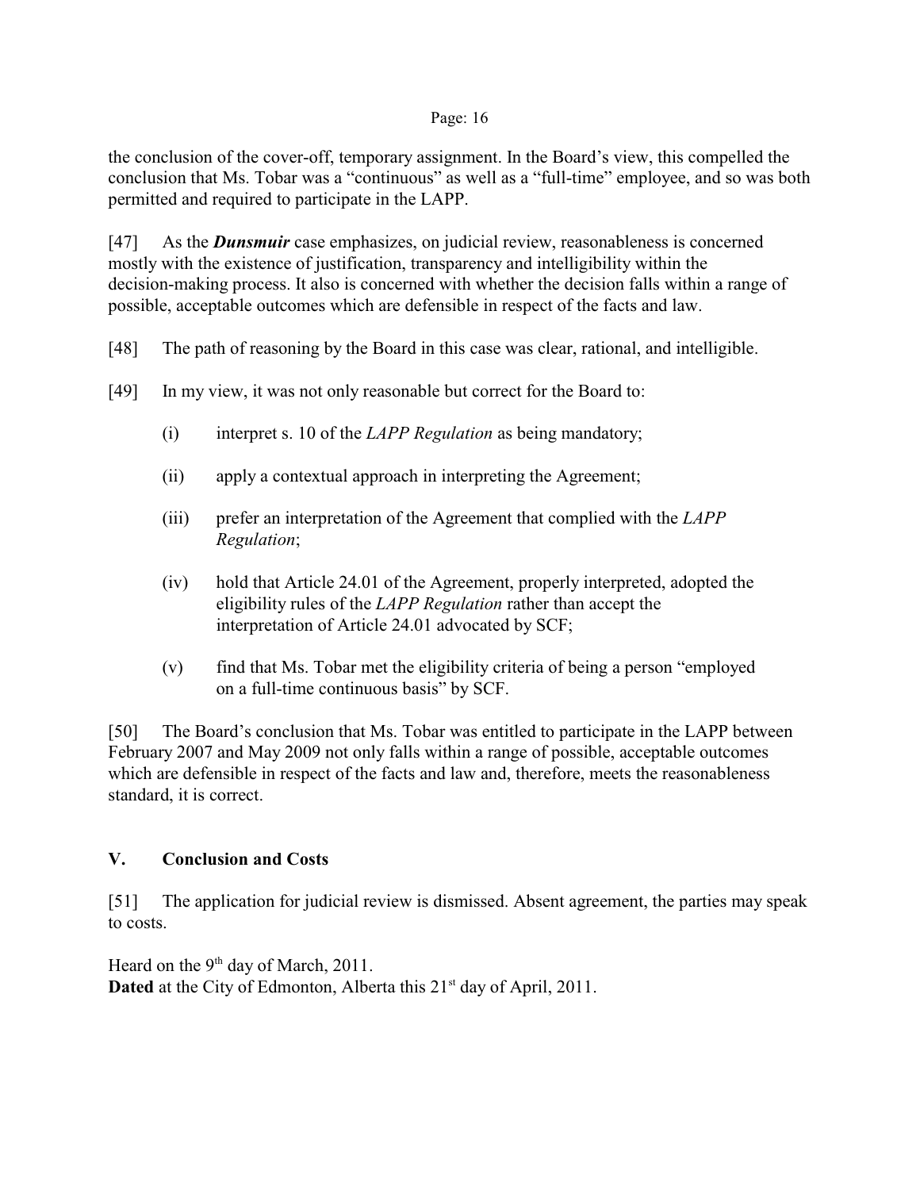the conclusion of the cover-off, temporary assignment. In the Board's view, this compelled the conclusion that Ms. Tobar was a "continuous" as well as a "full-time" employee, and so was both permitted and required to participate in the LAPP.

[47] As the ***Dunsmuir*** case emphasizes, on judicial review, reasonableness is concerned mostly with the existence of justification, transparency and intelligibility within the decision-making process. It also is concerned with whether the decision falls within a range of possible, acceptable outcomes which are defensible in respect of the facts and law.

[48] The path of reasoning by the Board in this case was clear, rational, and intelligible.

[49] In my view, it was not only reasonable but correct for the Board to:

(i) interpret s. 10 of the *LAPP Regulation* as being mandatory;

(ii) apply a contextual approach in interpreting the Agreement;

(iii) prefer an interpretation of the Agreement that complied with the *LAPP Regulation*;

(iv) hold that Article 24.01 of the Agreement, properly interpreted, adopted the eligibility rules of the *LAPP Regulation* rather than accept the interpretation of Article 24.01 advocated by SCF;

(v) find that Ms. Tobar met the eligibility criteria of being a person "employed on a full-time continuous basis" by SCF.

[50] The Board's conclusion that Ms. Tobar was entitled to participate in the LAPP between February 2007 and May 2009 not only falls within a range of possible, acceptable outcomes which are defensible in respect of the facts and law and, therefore, meets the reasonableness standard, it is correct.

## V. Conclusion and Costs

[51] The application for judicial review is dismissed. Absent agreement, the parties may speak to costs.

Heard on the 9th day of March, 2011.
**Dated** at the City of Edmonton, Alberta this 21st day of April, 2011.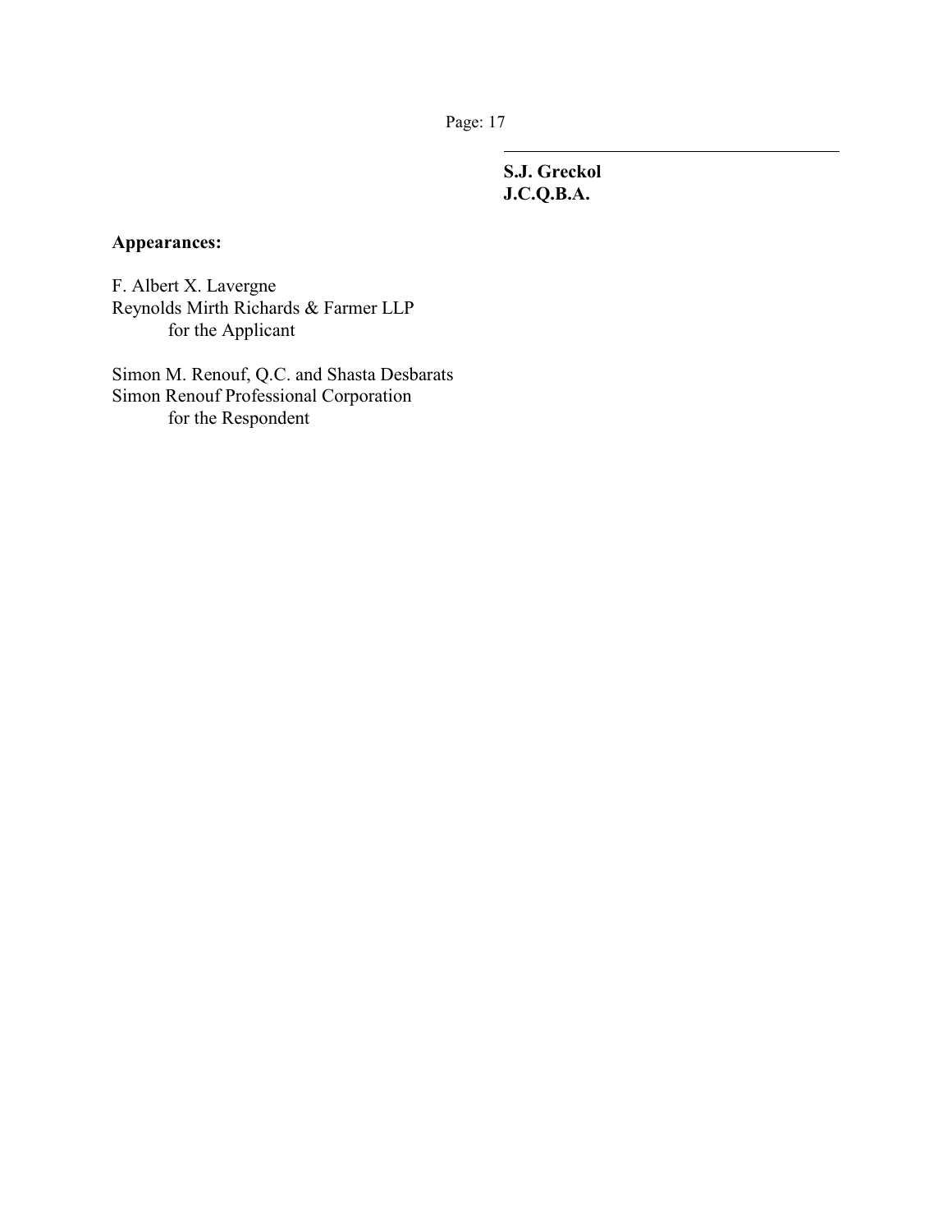---

**S.J. Greckol**
**J.C.Q.B.A.**

**Appearances:**

F. Albert X. Lavergne
Reynolds Mirth Richards & Farmer LLP
for the Applicant

Simon M. Renouf, Q.C. and Shasta Desbarats
Simon Renouf Professional Corporation
for the Respondent